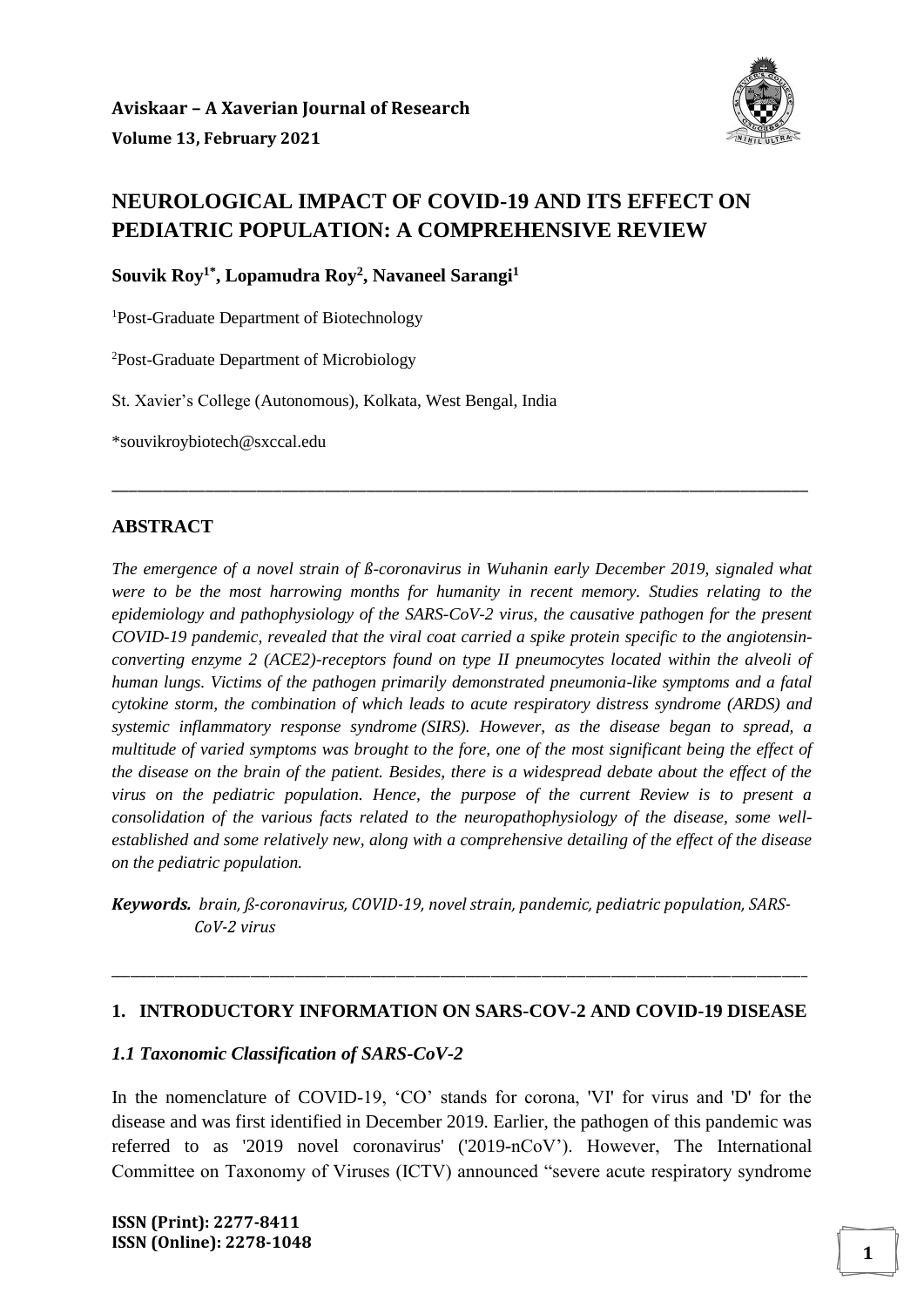# NEUROLOGICAL IMPACT OF COVID-19 AND ITS EFFECT ON PEDIATRIC POPULATION: A COMPREHENSIVE REVIEW

**Souvik Roy[1*], Lopamudra Roy[2], Navaneel Sarangi[1]**

[1]Post-Graduate Department of Biotechnology

[2]Post-Graduate Department of Microbiology

St. Xavier's College (Autonomous), Kolkata, West Bengal, India

*souvikroybiotech@sxccal.edu

---

## ABSTRACT

*The emergence of a novel strain of ß-coronavirus in Wuhanin early December 2019, signaled what were to be the most harrowing months for humanity in recent memory. Studies relating to the epidemiology and pathophysiology of the SARS-CoV-2 virus, the causative pathogen for the present COVID-19 pandemic, revealed that the viral coat carried a spike protein specific to the angiotensin-converting enzyme 2 (ACE2)-receptors found on type II pneumocytes located within the alveoli of human lungs. Victims of the pathogen primarily demonstrated pneumonia-like symptoms and a fatal cytokine storm, the combination of which leads to acute respiratory distress syndrome (ARDS) and systemic inflammatory response syndrome (SIRS). However, as the disease began to spread, a multitude of varied symptoms was brought to the fore, one of the most significant being the effect of the disease on the brain of the patient. Besides, there is a widespread debate about the effect of the virus on the pediatric population. Hence, the purpose of the current Review is to present a consolidation of the various facts related to the neuropathophysiology of the disease, some well-established and some relatively new, along with a comprehensive detailing of the effect of the disease on the pediatric population.*

***Keywords.*** *brain, ß-coronavirus, COVID-19, novel strain, pandemic, pediatric population, SARS-CoV-2 virus*

---

## 1. INTRODUCTORY INFORMATION ON SARS-COV-2 AND COVID-19 DISEASE

### *1.1 Taxonomic Classification of SARS-CoV-2*

In the nomenclature of COVID-19, 'CO' stands for corona, 'VI' for virus and 'D' for the disease and was first identified in December 2019. Earlier, the pathogen of this pandemic was referred to as '2019 novel coronavirus' ('2019-nCoV'). However, The International Committee on Taxonomy of Viruses (ICTV) announced "severe acute respiratory syndrome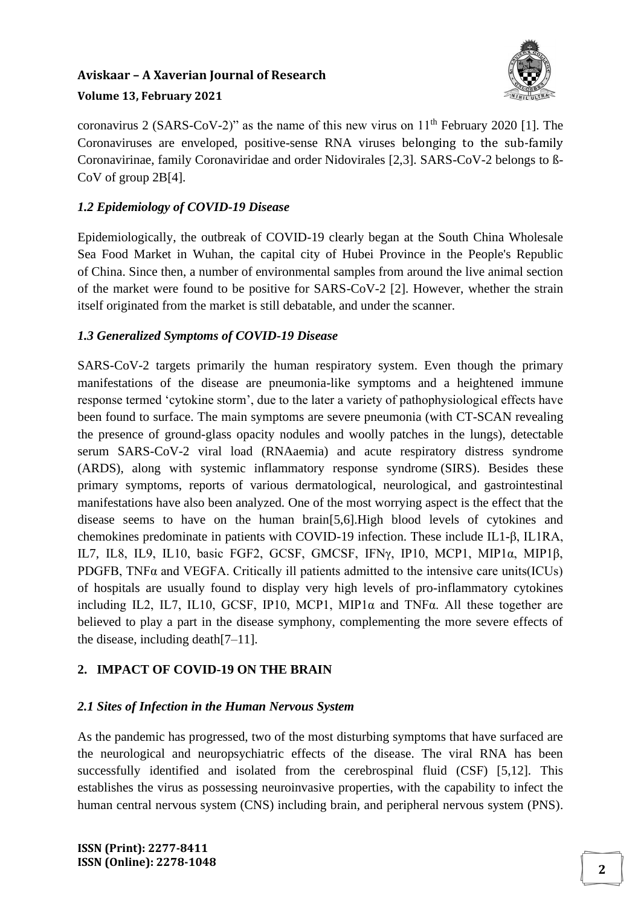coronavirus 2 (SARS-CoV-2)" as the name of this new virus on 11th February 2020 [1]. The Coronaviruses are enveloped, positive-sense RNA viruses belonging to the sub-family Coronavirinae, family Coronaviridae and order Nidovirales [2,3]. SARS-CoV-2 belongs to ß-CoV of group 2B[4].

### *1.2 Epidemiology of COVID-19 Disease*

Epidemiologically, the outbreak of COVID-19 clearly began at the South China Wholesale Sea Food Market in Wuhan, the capital city of Hubei Province in the People's Republic of China. Since then, a number of environmental samples from around the live animal section of the market were found to be positive for SARS-CoV-2 [2]. However, whether the strain itself originated from the market is still debatable, and under the scanner.

### *1.3 Generalized Symptoms of COVID-19 Disease*

SARS-CoV-2 targets primarily the human respiratory system. Even though the primary manifestations of the disease are pneumonia-like symptoms and a heightened immune response termed 'cytokine storm', due to the later a variety of pathophysiological effects have been found to surface. The main symptoms are severe pneumonia (with CT-SCAN revealing the presence of ground-glass opacity nodules and woolly patches in the lungs), detectable serum SARS-CoV-2 viral load (RNAaemia) and acute respiratory distress syndrome (ARDS), along with systemic inflammatory response syndrome (SIRS). Besides these primary symptoms, reports of various dermatological, neurological, and gastrointestinal manifestations have also been analyzed. One of the most worrying aspect is the effect that the disease seems to have on the human brain[5,6].High blood levels of cytokines and chemokines predominate in patients with COVID-19 infection. These include IL1-β, IL1RA, IL7, IL8, IL9, IL10, basic FGF2, GCSF, GMCSF, IFNγ, IP10, MCP1, MIP1α, MIP1β, PDGFB, TNFα and VEGFA. Critically ill patients admitted to the intensive care units(ICUs) of hospitals are usually found to display very high levels of pro-inflammatory cytokines including IL2, IL7, IL10, GCSF, IP10, MCP1, MIP1α and TNFα. All these together are believed to play a part in the disease symphony, complementing the more severe effects of the disease, including death[7–11].

## 2. IMPACT OF COVID-19 ON THE BRAIN

### *2.1 Sites of Infection in the Human Nervous System*

As the pandemic has progressed, two of the most disturbing symptoms that have surfaced are the neurological and neuropsychiatric effects of the disease. The viral RNA has been successfully identified and isolated from the cerebrospinal fluid (CSF) [5,12]. This establishes the virus as possessing neuroinvasive properties, with the capability to infect the human central nervous system (CNS) including brain, and peripheral nervous system (PNS).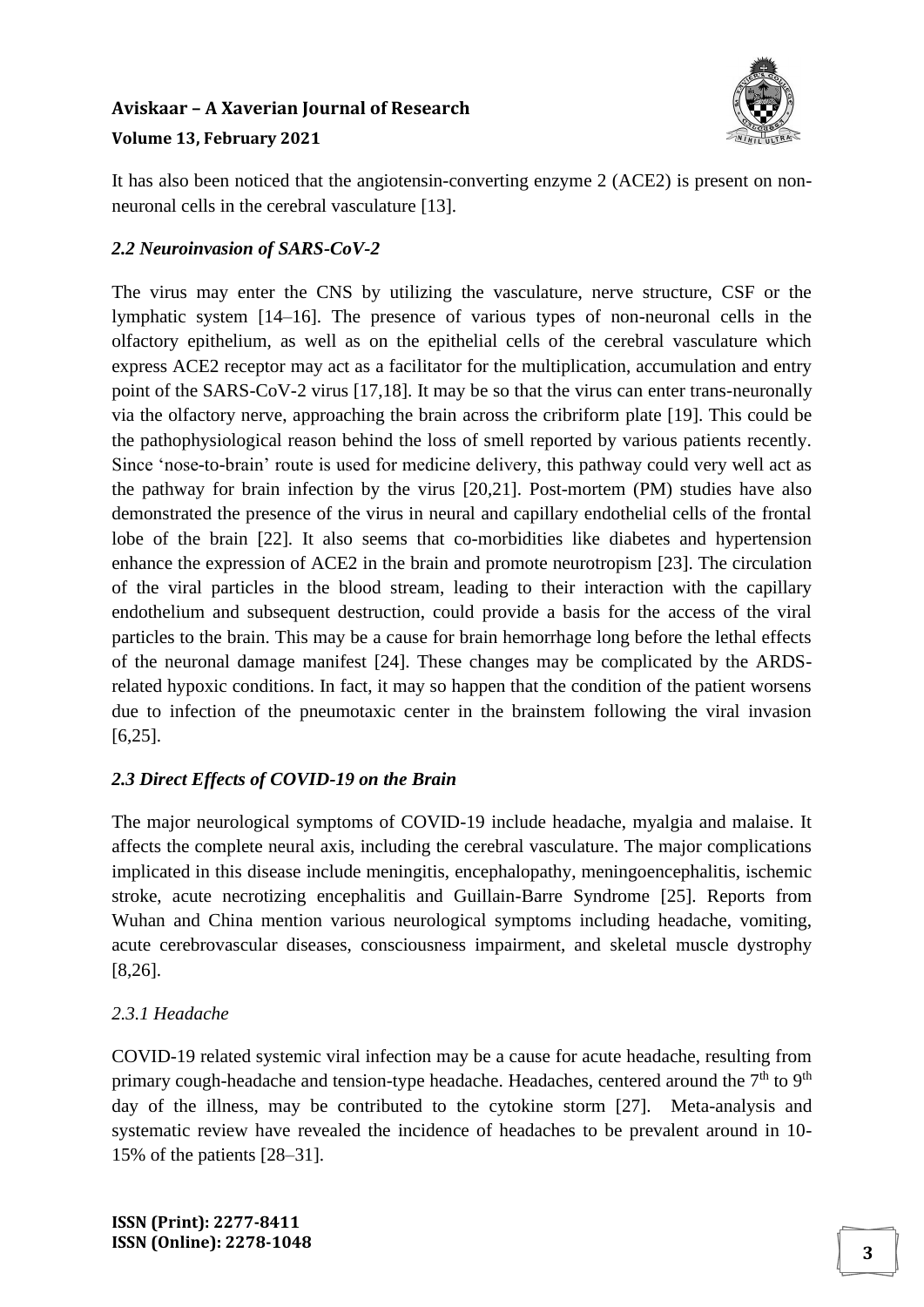It has also been noticed that the angiotensin-converting enzyme 2 (ACE2) is present on non-neuronal cells in the cerebral vasculature [13].

### *2.2 Neuroinvasion of SARS-CoV-2*

The virus may enter the CNS by utilizing the vasculature, nerve structure, CSF or the lymphatic system [14–16]. The presence of various types of non-neuronal cells in the olfactory epithelium, as well as on the epithelial cells of the cerebral vasculature which express ACE2 receptor may act as a facilitator for the multiplication, accumulation and entry point of the SARS-CoV-2 virus [17,18]. It may be so that the virus can enter trans-neuronally via the olfactory nerve, approaching the brain across the cribriform plate [19]. This could be the pathophysiological reason behind the loss of smell reported by various patients recently. Since 'nose-to-brain' route is used for medicine delivery, this pathway could very well act as the pathway for brain infection by the virus [20,21]. Post-mortem (PM) studies have also demonstrated the presence of the virus in neural and capillary endothelial cells of the frontal lobe of the brain [22]. It also seems that co-morbidities like diabetes and hypertension enhance the expression of ACE2 in the brain and promote neurotropism [23]. The circulation of the viral particles in the blood stream, leading to their interaction with the capillary endothelium and subsequent destruction, could provide a basis for the access of the viral particles to the brain. This may be a cause for brain hemorrhage long before the lethal effects of the neuronal damage manifest [24]. These changes may be complicated by the ARDS-related hypoxic conditions. In fact, it may so happen that the condition of the patient worsens due to infection of the pneumotaxic center in the brainstem following the viral invasion [6,25].

### *2.3 Direct Effects of COVID-19 on the Brain*

The major neurological symptoms of COVID-19 include headache, myalgia and malaise. It affects the complete neural axis, including the cerebral vasculature. The major complications implicated in this disease include meningitis, encephalopathy, meningoencephalitis, ischemic stroke, acute necrotizing encephalitis and Guillain-Barre Syndrome [25]. Reports from Wuhan and China mention various neurological symptoms including headache, vomiting, acute cerebrovascular diseases, consciousness impairment, and skeletal muscle dystrophy [8,26].

#### *2.3.1 Headache*

COVID-19 related systemic viral infection may be a cause for acute headache, resulting from primary cough-headache and tension-type headache. Headaches, centered around the $7^{th}$ to $9^{th}$ day of the illness, may be contributed to the cytokine storm [27]. Meta-analysis and systematic review have revealed the incidence of headaches to be prevalent around in 10-15% of the patients [28–31].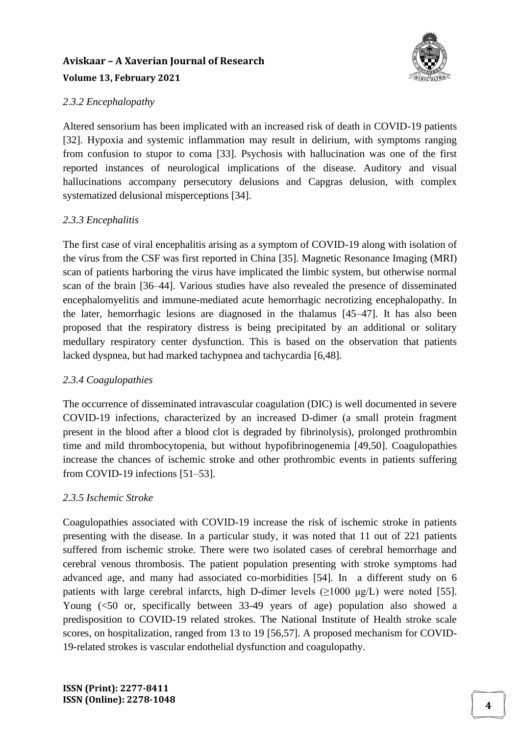### *2.3.2 Encephalopathy*

Altered sensorium has been implicated with an increased risk of death in COVID-19 patients [32]. Hypoxia and systemic inflammation may result in delirium, with symptoms ranging from confusion to stupor to coma [33]. Psychosis with hallucination was one of the first reported instances of neurological implications of the disease. Auditory and visual hallucinations accompany persecutory delusions and Capgras delusion, with complex systematized delusional misperceptions [34].

### *2.3.3 Encephalitis*

The first case of viral encephalitis arising as a symptom of COVID-19 along with isolation of the virus from the CSF was first reported in China [35]. Magnetic Resonance Imaging (MRI) scan of patients harboring the virus have implicated the limbic system, but otherwise normal scan of the brain [36–44]. Various studies have also revealed the presence of disseminated encephalomyelitis and immune-mediated acute hemorrhagic necrotizing encephalopathy. In the later, hemorrhagic lesions are diagnosed in the thalamus [45–47]. It has also been proposed that the respiratory distress is being precipitated by an additional or solitary medullary respiratory center dysfunction. This is based on the observation that patients lacked dyspnea, but had marked tachypnea and tachycardia [6,48].

### *2.3.4 Coagulopathies*

The occurrence of disseminated intravascular coagulation (DIC) is well documented in severe COVID-19 infections, characterized by an increased D-dimer (a small protein fragment present in the blood after a blood clot is degraded by fibrinolysis), prolonged prothrombin time and mild thrombocytopenia, but without hypofibrinogenemia [49,50]. Coagulopathies increase the chances of ischemic stroke and other prothrombic events in patients suffering from COVID-19 infections [51–53].

### *2.3.5 Ischemic Stroke*

Coagulopathies associated with COVID-19 increase the risk of ischemic stroke in patients presenting with the disease. In a particular study, it was noted that 11 out of 221 patients suffered from ischemic stroke. There were two isolated cases of cerebral hemorrhage and cerebral venous thrombosis. The patient population presenting with stroke symptoms had advanced age, and many had associated co-morbidities [54]. In a different study on 6 patients with large cerebral infarcts, high D-dimer levels ($\geq$1000 μg/L) were noted [55]. Young (<50 or, specifically between 33-49 years of age) population also showed a predisposition to COVID-19 related strokes. The National Institute of Health stroke scale scores, on hospitalization, ranged from 13 to 19 [56,57]. A proposed mechanism for COVID-19-related strokes is vascular endothelial dysfunction and coagulopathy.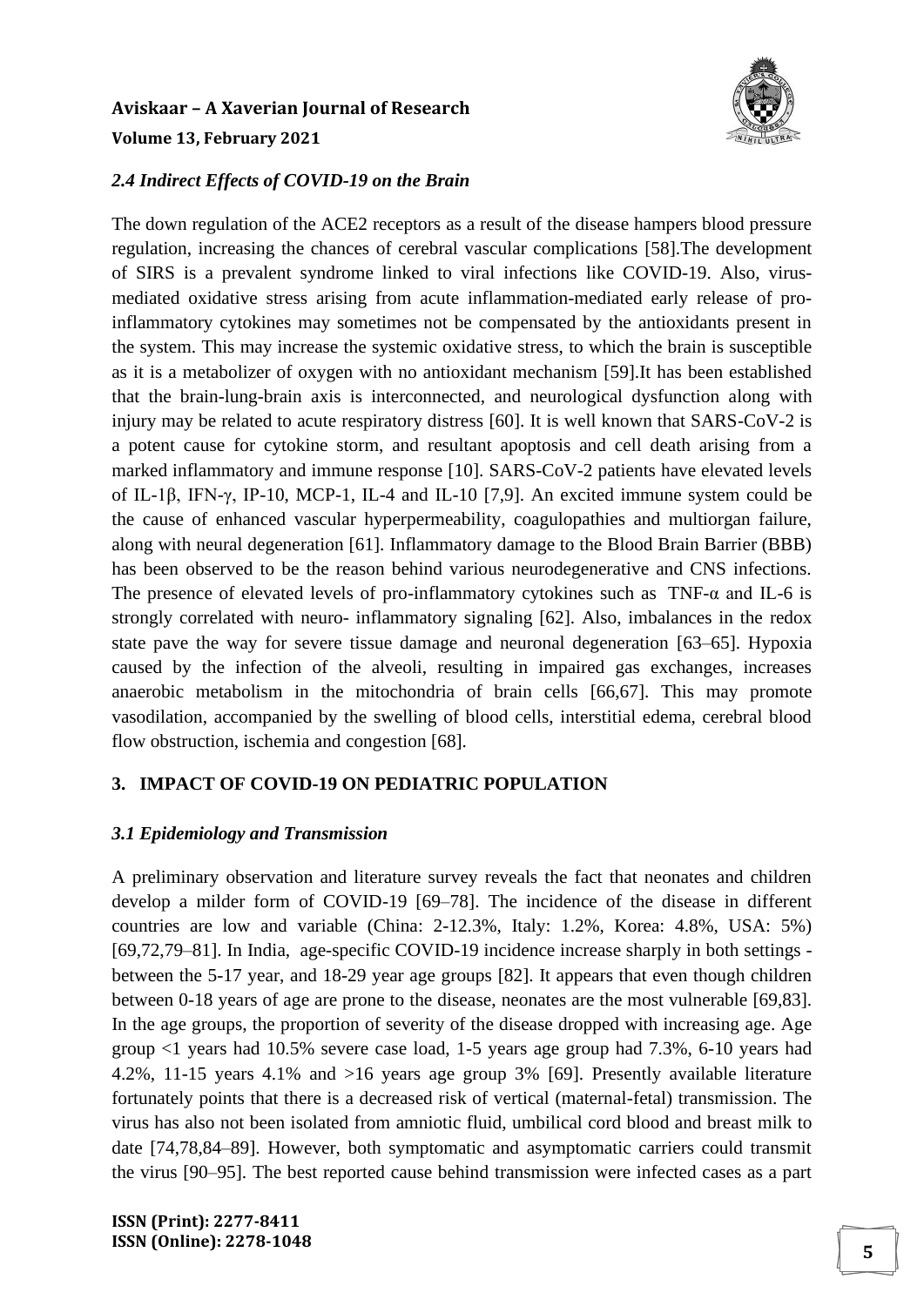### *2.4 Indirect Effects of COVID-19 on the Brain*

The down regulation of the ACE2 receptors as a result of the disease hampers blood pressure regulation, increasing the chances of cerebral vascular complications [58].The development of SIRS is a prevalent syndrome linked to viral infections like COVID-19. Also, virus-mediated oxidative stress arising from acute inflammation-mediated early release of pro-inflammatory cytokines may sometimes not be compensated by the antioxidants present in the system. This may increase the systemic oxidative stress, to which the brain is susceptible as it is a metabolizer of oxygen with no antioxidant mechanism [59].It has been established that the brain-lung-brain axis is interconnected, and neurological dysfunction along with injury may be related to acute respiratory distress [60]. It is well known that SARS-CoV-2 is a potent cause for cytokine storm, and resultant apoptosis and cell death arising from a marked inflammatory and immune response [10]. SARS-CoV-2 patients have elevated levels of IL-1β, IFN-γ, IP-10, MCP-1, IL-4 and IL-10 [7,9]. An excited immune system could be the cause of enhanced vascular hyperpermeability, coagulopathies and multiorgan failure, along with neural degeneration [61]. Inflammatory damage to the Blood Brain Barrier (BBB) has been observed to be the reason behind various neurodegenerative and CNS infections. The presence of elevated levels of pro-inflammatory cytokines such as TNF-α and IL-6 is strongly correlated with neuro- inflammatory signaling [62]. Also, imbalances in the redox state pave the way for severe tissue damage and neuronal degeneration [63–65]. Hypoxia caused by the infection of the alveoli, resulting in impaired gas exchanges, increases anaerobic metabolism in the mitochondria of brain cells [66,67]. This may promote vasodilation, accompanied by the swelling of blood cells, interstitial edema, cerebral blood flow obstruction, ischemia and congestion [68].

## 3. IMPACT OF COVID-19 ON PEDIATRIC POPULATION

### *3.1 Epidemiology and Transmission*

A preliminary observation and literature survey reveals the fact that neonates and children develop a milder form of COVID-19 [69–78]. The incidence of the disease in different countries are low and variable (China: 2-12.3%, Italy: 1.2%, Korea: 4.8%, USA: 5%) [69,72,79–81]. In India, age-specific COVID-19 incidence increase sharply in both settings - between the 5-17 year, and 18-29 year age groups [82]. It appears that even though children between 0-18 years of age are prone to the disease, neonates are the most vulnerable [69,83]. In the age groups, the proportion of severity of the disease dropped with increasing age. Age group <1 years had 10.5% severe case load, 1-5 years age group had 7.3%, 6-10 years had 4.2%, 11-15 years 4.1% and >16 years age group 3% [69]. Presently available literature fortunately points that there is a decreased risk of vertical (maternal-fetal) transmission. The virus has also not been isolated from amniotic fluid, umbilical cord blood and breast milk to date [74,78,84–89]. However, both symptomatic and asymptomatic carriers could transmit the virus [90–95]. The best reported cause behind transmission were infected cases as a part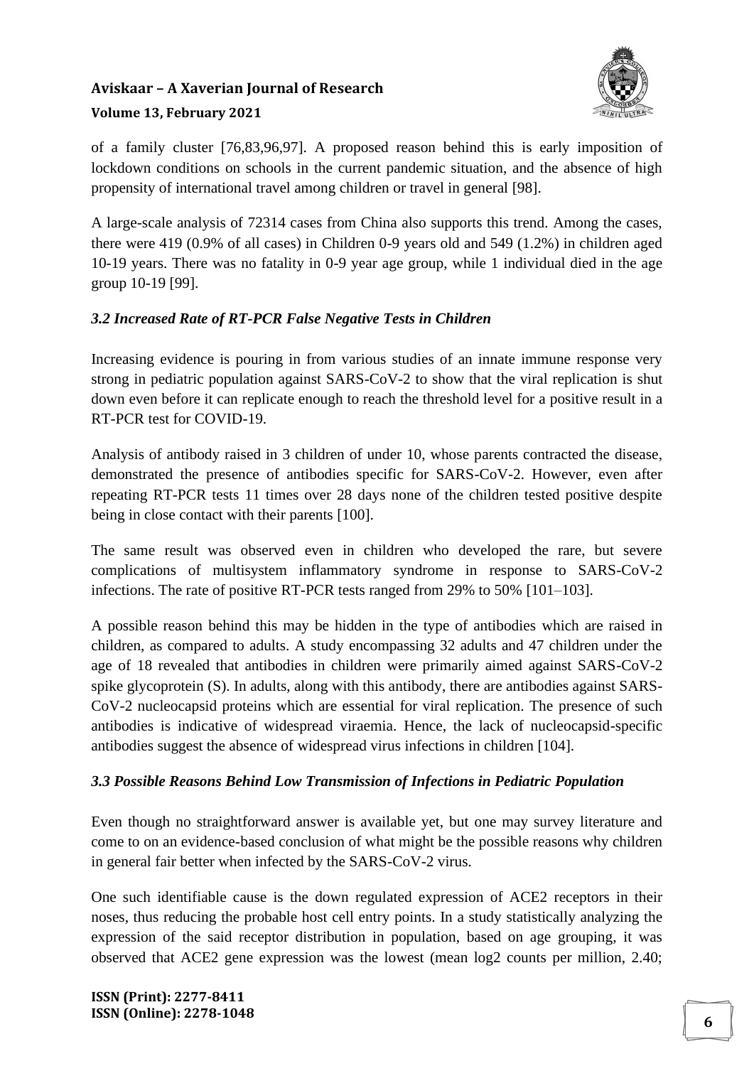of a family cluster [76,83,96,97]. A proposed reason behind this is early imposition of lockdown conditions on schools in the current pandemic situation, and the absence of high propensity of international travel among children or travel in general [98].

A large-scale analysis of 72314 cases from China also supports this trend. Among the cases, there were 419 (0.9% of all cases) in Children 0-9 years old and 549 (1.2%) in children aged 10-19 years. There was no fatality in 0-9 year age group, while 1 individual died in the age group 10-19 [99].

### *3.2 Increased Rate of RT-PCR False Negative Tests in Children*

Increasing evidence is pouring in from various studies of an innate immune response very strong in pediatric population against SARS-CoV-2 to show that the viral replication is shut down even before it can replicate enough to reach the threshold level for a positive result in a RT-PCR test for COVID-19.

Analysis of antibody raised in 3 children of under 10, whose parents contracted the disease, demonstrated the presence of antibodies specific for SARS-CoV-2. However, even after repeating RT-PCR tests 11 times over 28 days none of the children tested positive despite being in close contact with their parents [100].

The same result was observed even in children who developed the rare, but severe complications of multisystem inflammatory syndrome in response to SARS-CoV-2 infections. The rate of positive RT-PCR tests ranged from 29% to 50% [101–103].

A possible reason behind this may be hidden in the type of antibodies which are raised in children, as compared to adults. A study encompassing 32 adults and 47 children under the age of 18 revealed that antibodies in children were primarily aimed against SARS-CoV-2 spike glycoprotein (S). In adults, along with this antibody, there are antibodies against SARS-CoV-2 nucleocapsid proteins which are essential for viral replication. The presence of such antibodies is indicative of widespread viraemia. Hence, the lack of nucleocapsid-specific antibodies suggest the absence of widespread virus infections in children [104].

### *3.3 Possible Reasons Behind Low Transmission of Infections in Pediatric Population*

Even though no straightforward answer is available yet, but one may survey literature and come to on an evidence-based conclusion of what might be the possible reasons why children in general fair better when infected by the SARS-CoV-2 virus.

One such identifiable cause is the down regulated expression of ACE2 receptors in their noses, thus reducing the probable host cell entry points. In a study statistically analyzing the expression of the said receptor distribution in population, based on age grouping, it was observed that ACE2 gene expression was the lowest (mean log2 counts per million, 2.40;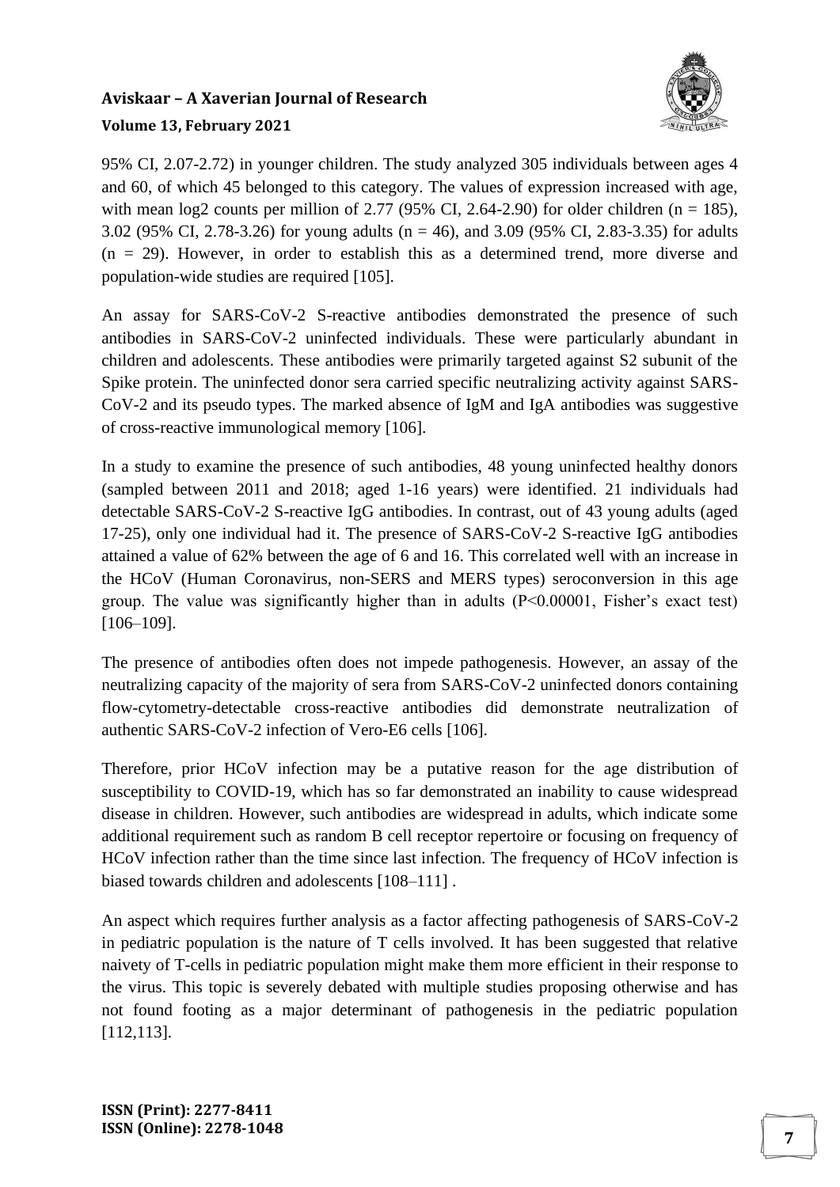95% CI, 2.07-2.72) in younger children. The study analyzed 305 individuals between ages 4 and 60, of which 45 belonged to this category. The values of expression increased with age, with mean log2 counts per million of 2.77 (95% CI, 2.64-2.90) for older children (n = 185), 3.02 (95% CI, 2.78-3.26) for young adults (n = 46), and 3.09 (95% CI, 2.83-3.35) for adults (n = 29). However, in order to establish this as a determined trend, more diverse and population-wide studies are required [105].

An assay for SARS-CoV-2 S-reactive antibodies demonstrated the presence of such antibodies in SARS-CoV-2 uninfected individuals. These were particularly abundant in children and adolescents. These antibodies were primarily targeted against S2 subunit of the Spike protein. The uninfected donor sera carried specific neutralizing activity against SARS-CoV-2 and its pseudo types. The marked absence of IgM and IgA antibodies was suggestive of cross-reactive immunological memory [106].

In a study to examine the presence of such antibodies, 48 young uninfected healthy donors (sampled between 2011 and 2018; aged 1-16 years) were identified. 21 individuals had detectable SARS-CoV-2 S-reactive IgG antibodies. In contrast, out of 43 young adults (aged 17-25), only one individual had it. The presence of SARS-CoV-2 S-reactive IgG antibodies attained a value of 62% between the age of 6 and 16. This correlated well with an increase in the HCoV (Human Coronavirus, non-SERS and MERS types) seroconversion in this age group. The value was significantly higher than in adults ($P<0.00001$, Fisher's exact test) [106–109].

The presence of antibodies often does not impede pathogenesis. However, an assay of the neutralizing capacity of the majority of sera from SARS-CoV-2 uninfected donors containing flow-cytometry-detectable cross-reactive antibodies did demonstrate neutralization of authentic SARS-CoV-2 infection of Vero-E6 cells [106].

Therefore, prior HCoV infection may be a putative reason for the age distribution of susceptibility to COVID-19, which has so far demonstrated an inability to cause widespread disease in children. However, such antibodies are widespread in adults, which indicate some additional requirement such as random B cell receptor repertoire or focusing on frequency of HCoV infection rather than the time since last infection. The frequency of HCoV infection is biased towards children and adolescents [108–111] .

An aspect which requires further analysis as a factor affecting pathogenesis of SARS-CoV-2 in pediatric population is the nature of T cells involved. It has been suggested that relative naivety of T-cells in pediatric population might make them more efficient in their response to the virus. This topic is severely debated with multiple studies proposing otherwise and has not found footing as a major determinant of pathogenesis in the pediatric population [112,113].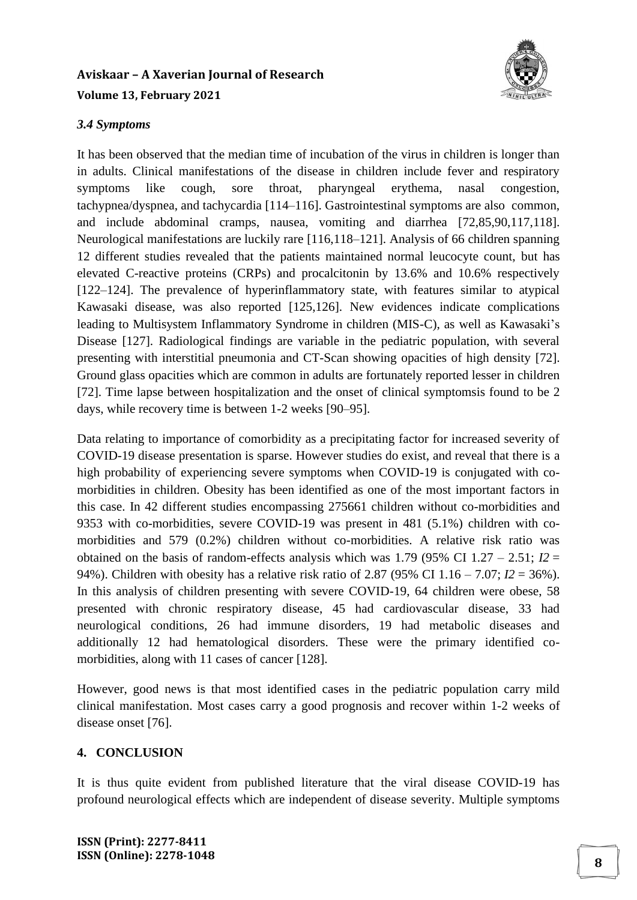### *3.4 Symptoms*

It has been observed that the median time of incubation of the virus in children is longer than in adults. Clinical manifestations of the disease in children include fever and respiratory symptoms like cough, sore throat, pharyngeal erythema, nasal congestion, tachypnea/dyspnea, and tachycardia [114–116]. Gastrointestinal symptoms are also common, and include abdominal cramps, nausea, vomiting and diarrhea [72,85,90,117,118]. Neurological manifestations are luckily rare [116,118–121]. Analysis of 66 children spanning 12 different studies revealed that the patients maintained normal leucocyte count, but has elevated C-reactive proteins (CRPs) and procalcitonin by 13.6% and 10.6% respectively [122–124]. The prevalence of hyperinflammatory state, with features similar to atypical Kawasaki disease, was also reported [125,126]. New evidences indicate complications leading to Multisystem Inflammatory Syndrome in children (MIS-C), as well as Kawasaki's Disease [127]. Radiological findings are variable in the pediatric population, with several presenting with interstitial pneumonia and CT-Scan showing opacities of high density [72]. Ground glass opacities which are common in adults are fortunately reported lesser in children [72]. Time lapse between hospitalization and the onset of clinical symptomsis found to be 2 days, while recovery time is between 1-2 weeks [90–95].

Data relating to importance of comorbidity as a precipitating factor for increased severity of COVID-19 disease presentation is sparse. However studies do exist, and reveal that there is a high probability of experiencing severe symptoms when COVID-19 is conjugated with co-morbidities in children. Obesity has been identified as one of the most important factors in this case. In 42 different studies encompassing 275661 children without co-morbidities and 9353 with co-morbidities, severe COVID-19 was present in 481 (5.1%) children with co-morbidities and 579 (0.2%) children without co-morbidities. A relative risk ratio was obtained on the basis of random-effects analysis which was 1.79 (95% CI 1.27 – 2.51; $I2$ = 94%). Children with obesity has a relative risk ratio of 2.87 (95% CI 1.16 – 7.07; $I2$ = 36%). In this analysis of children presenting with severe COVID-19, 64 children were obese, 58 presented with chronic respiratory disease, 45 had cardiovascular disease, 33 had neurological conditions, 26 had immune disorders, 19 had metabolic diseases and additionally 12 had hematological disorders. These were the primary identified co-morbidities, along with 11 cases of cancer [128].

However, good news is that most identified cases in the pediatric population carry mild clinical manifestation. Most cases carry a good prognosis and recover within 1-2 weeks of disease onset [76].

## 4. CONCLUSION

It is thus quite evident from published literature that the viral disease COVID-19 has profound neurological effects which are independent of disease severity. Multiple symptoms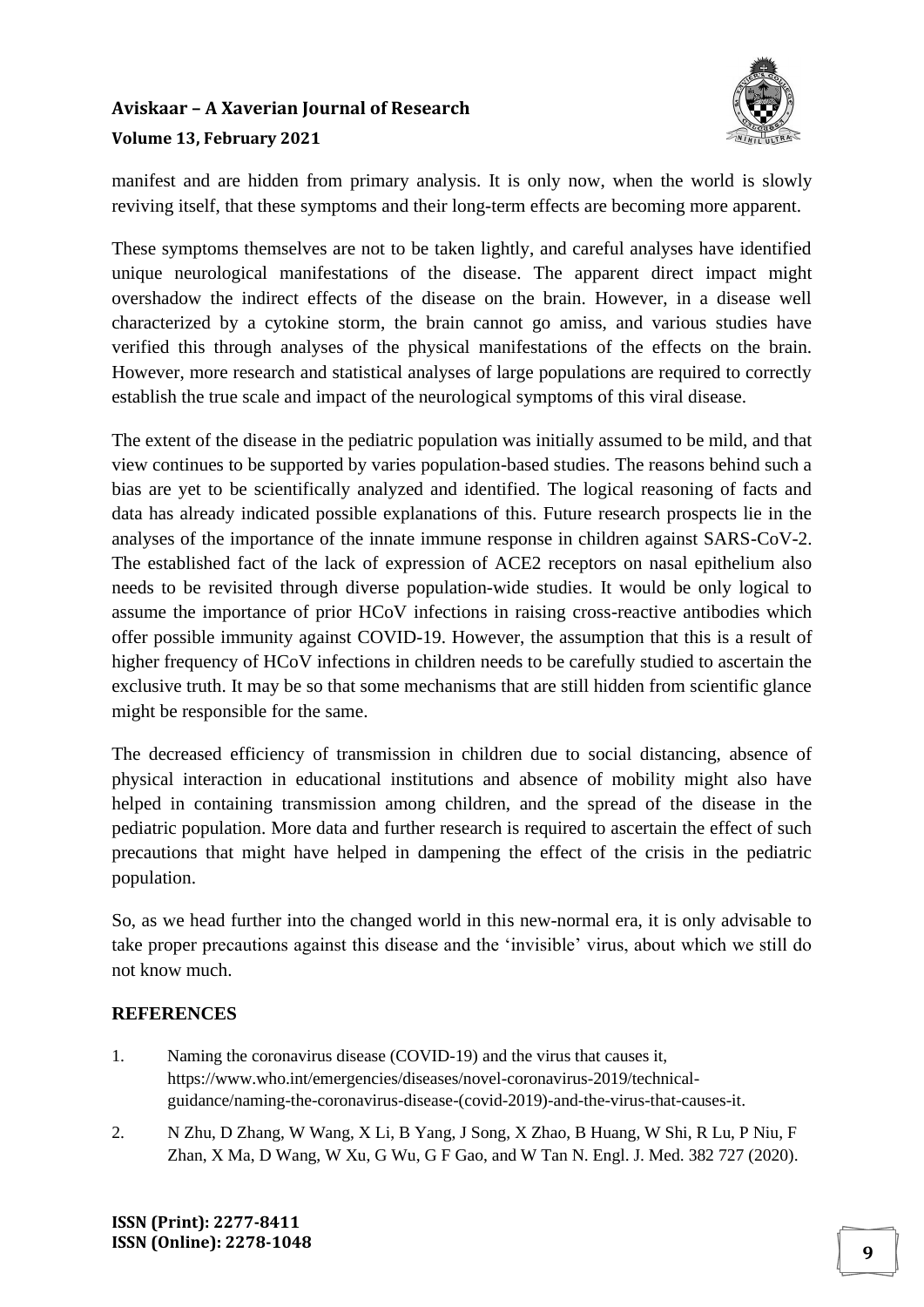manifest and are hidden from primary analysis. It is only now, when the world is slowly reviving itself, that these symptoms and their long-term effects are becoming more apparent.

These symptoms themselves are not to be taken lightly, and careful analyses have identified unique neurological manifestations of the disease. The apparent direct impact might overshadow the indirect effects of the disease on the brain. However, in a disease well characterized by a cytokine storm, the brain cannot go amiss, and various studies have verified this through analyses of the physical manifestations of the effects on the brain. However, more research and statistical analyses of large populations are required to correctly establish the true scale and impact of the neurological symptoms of this viral disease.

The extent of the disease in the pediatric population was initially assumed to be mild, and that view continues to be supported by varies population-based studies. The reasons behind such a bias are yet to be scientifically analyzed and identified. The logical reasoning of facts and data has already indicated possible explanations of this. Future research prospects lie in the analyses of the importance of the innate immune response in children against SARS-CoV-2. The established fact of the lack of expression of ACE2 receptors on nasal epithelium also needs to be revisited through diverse population-wide studies. It would be only logical to assume the importance of prior HCoV infections in raising cross-reactive antibodies which offer possible immunity against COVID-19. However, the assumption that this is a result of higher frequency of HCoV infections in children needs to be carefully studied to ascertain the exclusive truth. It may be so that some mechanisms that are still hidden from scientific glance might be responsible for the same.

The decreased efficiency of transmission in children due to social distancing, absence of physical interaction in educational institutions and absence of mobility might also have helped in containing transmission among children, and the spread of the disease in the pediatric population. More data and further research is required to ascertain the effect of such precautions that might have helped in dampening the effect of the crisis in the pediatric population.

So, as we head further into the changed world in this new-normal era, it is only advisable to take proper precautions against this disease and the 'invisible' virus, about which we still do not know much.

## REFERENCES

1. Naming the coronavirus disease (COVID-19) and the virus that causes it, https://www.who.int/emergencies/diseases/novel-coronavirus-2019/technical-guidance/naming-the-coronavirus-disease-(covid-2019)-and-the-virus-that-causes-it.
2. N Zhu, D Zhang, W Wang, X Li, B Yang, J Song, X Zhao, B Huang, W Shi, R Lu, P Niu, F Zhan, X Ma, D Wang, W Xu, G Wu, G F Gao, and W Tan N. Engl. J. Med. 382 727 (2020).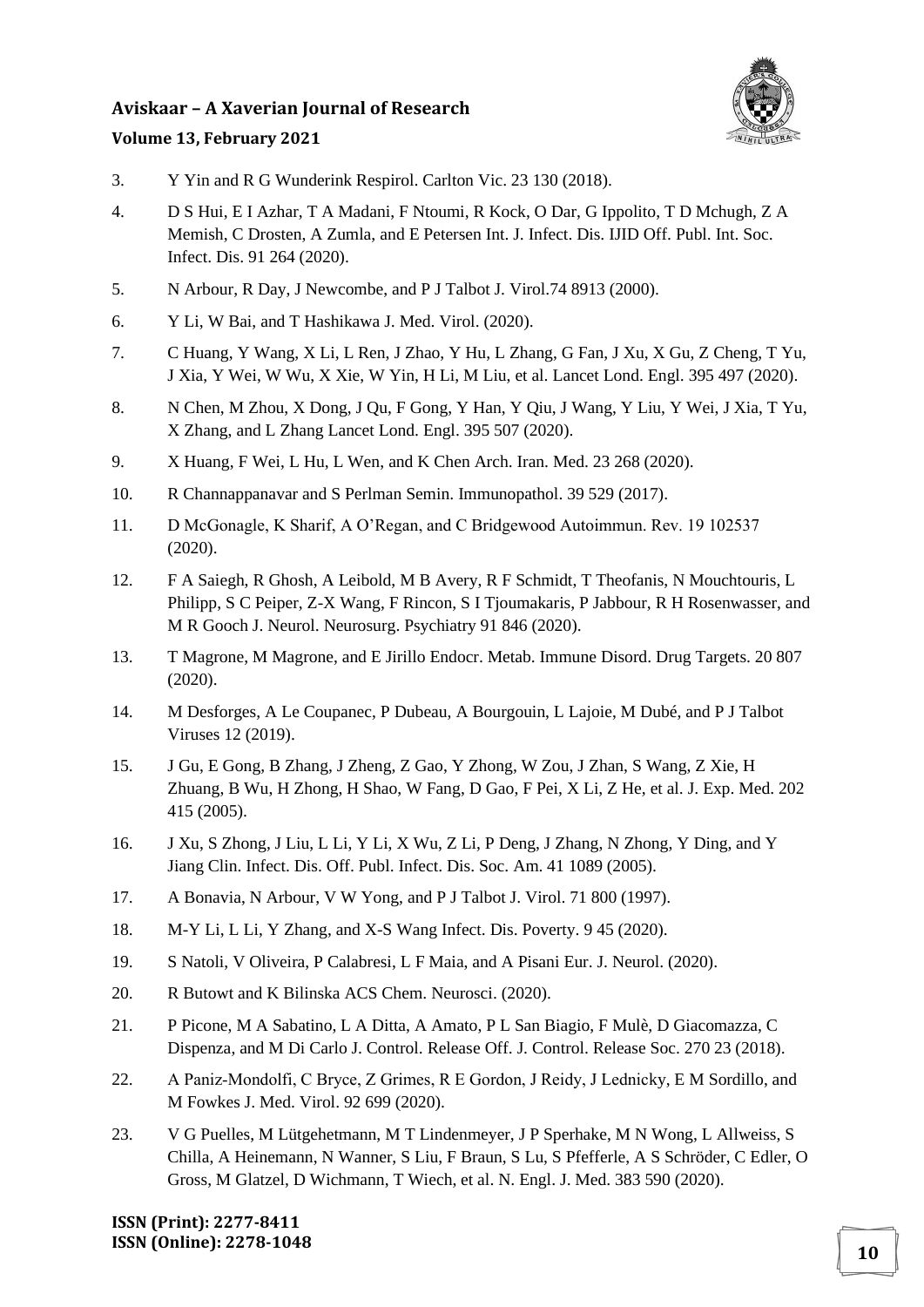3. Y Yin and R G Wunderink Respirol. Carlton Vic. 23 130 (2018).
4. D S Hui, E I Azhar, T A Madani, F Ntoumi, R Kock, O Dar, G Ippolito, T D Mchugh, Z A Memish, C Drosten, A Zumla, and E Petersen Int. J. Infect. Dis. IJID Off. Publ. Int. Soc. Infect. Dis. 91 264 (2020).
5. N Arbour, R Day, J Newcombe, and P J Talbot J. Virol.74 8913 (2000).
6. Y Li, W Bai, and T Hashikawa J. Med. Virol. (2020).
7. C Huang, Y Wang, X Li, L Ren, J Zhao, Y Hu, L Zhang, G Fan, J Xu, X Gu, Z Cheng, T Yu, J Xia, Y Wei, W Wu, X Xie, W Yin, H Li, M Liu, et al. Lancet Lond. Engl. 395 497 (2020).
8. N Chen, M Zhou, X Dong, J Qu, F Gong, Y Han, Y Qiu, J Wang, Y Liu, Y Wei, J Xia, T Yu, X Zhang, and L Zhang Lancet Lond. Engl. 395 507 (2020).
9. X Huang, F Wei, L Hu, L Wen, and K Chen Arch. Iran. Med. 23 268 (2020).
10. R Channappanavar and S Perlman Semin. Immunopathol. 39 529 (2017).
11. D McGonagle, K Sharif, A O'Regan, and C Bridgewood Autoimmun. Rev. 19 102537 (2020).
12. F A Saiegh, R Ghosh, A Leibold, M B Avery, R F Schmidt, T Theofanis, N Mouchtouris, L Philipp, S C Peiper, Z-X Wang, F Rincon, S I Tjoumakaris, P Jabbour, R H Rosenwasser, and M R Gooch J. Neurol. Neurosurg. Psychiatry 91 846 (2020).
13. T Magrone, M Magrone, and E Jirillo Endocr. Metab. Immune Disord. Drug Targets. 20 807 (2020).
14. M Desforges, A Le Coupanec, P Dubeau, A Bourgouin, L Lajoie, M Dubé, and P J Talbot Viruses 12 (2019).
15. J Gu, E Gong, B Zhang, J Zheng, Z Gao, Y Zhong, W Zou, J Zhan, S Wang, Z Xie, H Zhuang, B Wu, H Zhong, H Shao, W Fang, D Gao, F Pei, X Li, Z He, et al. J. Exp. Med. 202 415 (2005).
16. J Xu, S Zhong, J Liu, L Li, Y Li, X Wu, Z Li, P Deng, J Zhang, N Zhong, Y Ding, and Y Jiang Clin. Infect. Dis. Off. Publ. Infect. Dis. Soc. Am. 41 1089 (2005).
17. A Bonavia, N Arbour, V W Yong, and P J Talbot J. Virol. 71 800 (1997).
18. M-Y Li, L Li, Y Zhang, and X-S Wang Infect. Dis. Poverty. 9 45 (2020).
19. S Natoli, V Oliveira, P Calabresi, L F Maia, and A Pisani Eur. J. Neurol. (2020).
20. R Butowt and K Bilinska ACS Chem. Neurosci. (2020).
21. P Picone, M A Sabatino, L A Ditta, A Amato, P L San Biagio, F Mulè, D Giacomazza, C Dispenza, and M Di Carlo J. Control. Release Off. J. Control. Release Soc. 270 23 (2018).
22. A Paniz-Mondolfi, C Bryce, Z Grimes, R E Gordon, J Reidy, J Lednicky, E M Sordillo, and M Fowkes J. Med. Virol. 92 699 (2020).
23. V G Puelles, M Lütgehetmann, M T Lindenmeyer, J P Sperhake, M N Wong, L Allweiss, S Chilla, A Heinemann, N Wanner, S Liu, F Braun, S Lu, S Pfefferle, A S Schröder, C Edler, O Gross, M Glatzel, D Wichmann, T Wiech, et al. N. Engl. J. Med. 383 590 (2020).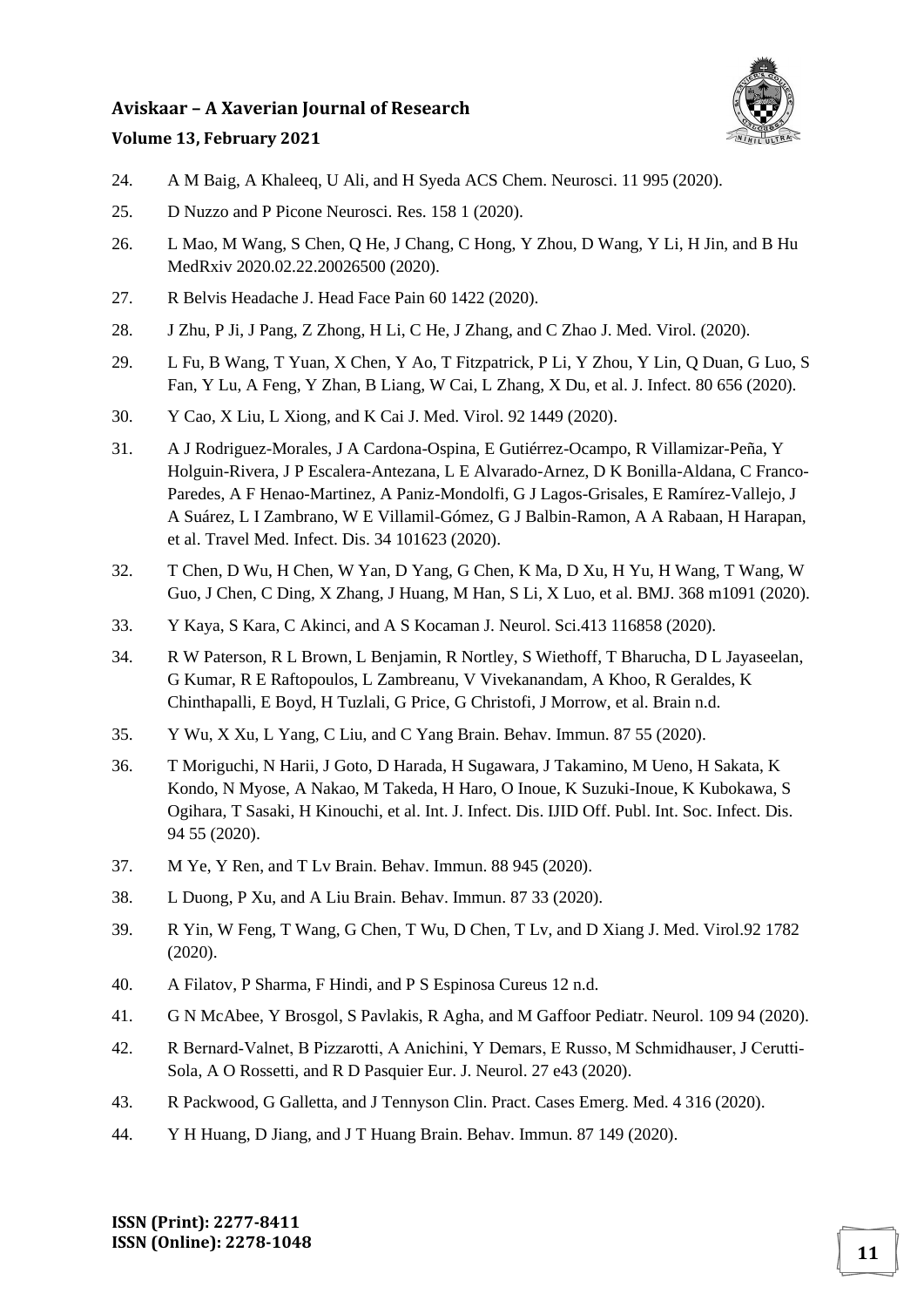24. A M Baig, A Khaleeq, U Ali, and H Syeda ACS Chem. Neurosci. 11 995 (2020).

25. D Nuzzo and P Picone Neurosci. Res. 158 1 (2020).

26. L Mao, M Wang, S Chen, Q He, J Chang, C Hong, Y Zhou, D Wang, Y Li, H Jin, and B Hu MedRxiv 2020.02.22.20026500 (2020).

27. R Belvis Headache J. Head Face Pain 60 1422 (2020).

28. J Zhu, P Ji, J Pang, Z Zhong, H Li, C He, J Zhang, and C Zhao J. Med. Virol. (2020).

29. L Fu, B Wang, T Yuan, X Chen, Y Ao, T Fitzpatrick, P Li, Y Zhou, Y Lin, Q Duan, G Luo, S Fan, Y Lu, A Feng, Y Zhan, B Liang, W Cai, L Zhang, X Du, et al. J. Infect. 80 656 (2020).

30. Y Cao, X Liu, L Xiong, and K Cai J. Med. Virol. 92 1449 (2020).

31. A J Rodriguez-Morales, J A Cardona-Ospina, E Gutiérrez-Ocampo, R Villamizar-Peña, Y Holguin-Rivera, J P Escalera-Antezana, L E Alvarado-Arnez, D K Bonilla-Aldana, C Franco-Paredes, A F Henao-Martinez, A Paniz-Mondolfi, G J Lagos-Grisales, E Ramírez-Vallejo, J A Suárez, L I Zambrano, W E Villamil-Gómez, G J Balbin-Ramon, A A Rabaan, H Harapan, et al. Travel Med. Infect. Dis. 34 101623 (2020).

32. T Chen, D Wu, H Chen, W Yan, D Yang, G Chen, K Ma, D Xu, H Yu, H Wang, T Wang, W Guo, J Chen, C Ding, X Zhang, J Huang, M Han, S Li, X Luo, et al. BMJ. 368 m1091 (2020).

33. Y Kaya, S Kara, C Akinci, and A S Kocaman J. Neurol. Sci.413 116858 (2020).

34. R W Paterson, R L Brown, L Benjamin, R Nortley, S Wiethoff, T Bharucha, D L Jayaseelan, G Kumar, R E Raftopoulos, L Zambreanu, V Vivekanandam, A Khoo, R Geraldes, K Chinthapalli, E Boyd, H Tuzlali, G Price, G Christofi, J Morrow, et al. Brain n.d.

35. Y Wu, X Xu, L Yang, C Liu, and C Yang Brain. Behav. Immun. 87 55 (2020).

36. T Moriguchi, N Harii, J Goto, D Harada, H Sugawara, J Takamino, M Ueno, H Sakata, K Kondo, N Myose, A Nakao, M Takeda, H Haro, O Inoue, K Suzuki-Inoue, K Kubokawa, S Ogihara, T Sasaki, H Kinouchi, et al. Int. J. Infect. Dis. IJID Off. Publ. Int. Soc. Infect. Dis. 94 55 (2020).

37. M Ye, Y Ren, and T Lv Brain. Behav. Immun. 88 945 (2020).

38. L Duong, P Xu, and A Liu Brain. Behav. Immun. 87 33 (2020).

39. R Yin, W Feng, T Wang, G Chen, T Wu, D Chen, T Lv, and D Xiang J. Med. Virol.92 1782 (2020).

40. A Filatov, P Sharma, F Hindi, and P S Espinosa Cureus 12 n.d.

41. G N McAbee, Y Brosgol, S Pavlakis, R Agha, and M Gaffoor Pediatr. Neurol. 109 94 (2020).

42. R Bernard-Valnet, B Pizzarotti, A Anichini, Y Demars, E Russo, M Schmidhauser, J Cerutti-Sola, A O Rossetti, and R D Pasquier Eur. J. Neurol. 27 e43 (2020).

43. R Packwood, G Galletta, and J Tennyson Clin. Pract. Cases Emerg. Med. 4 316 (2020).

44. Y H Huang, D Jiang, and J T Huang Brain. Behav. Immun. 87 149 (2020).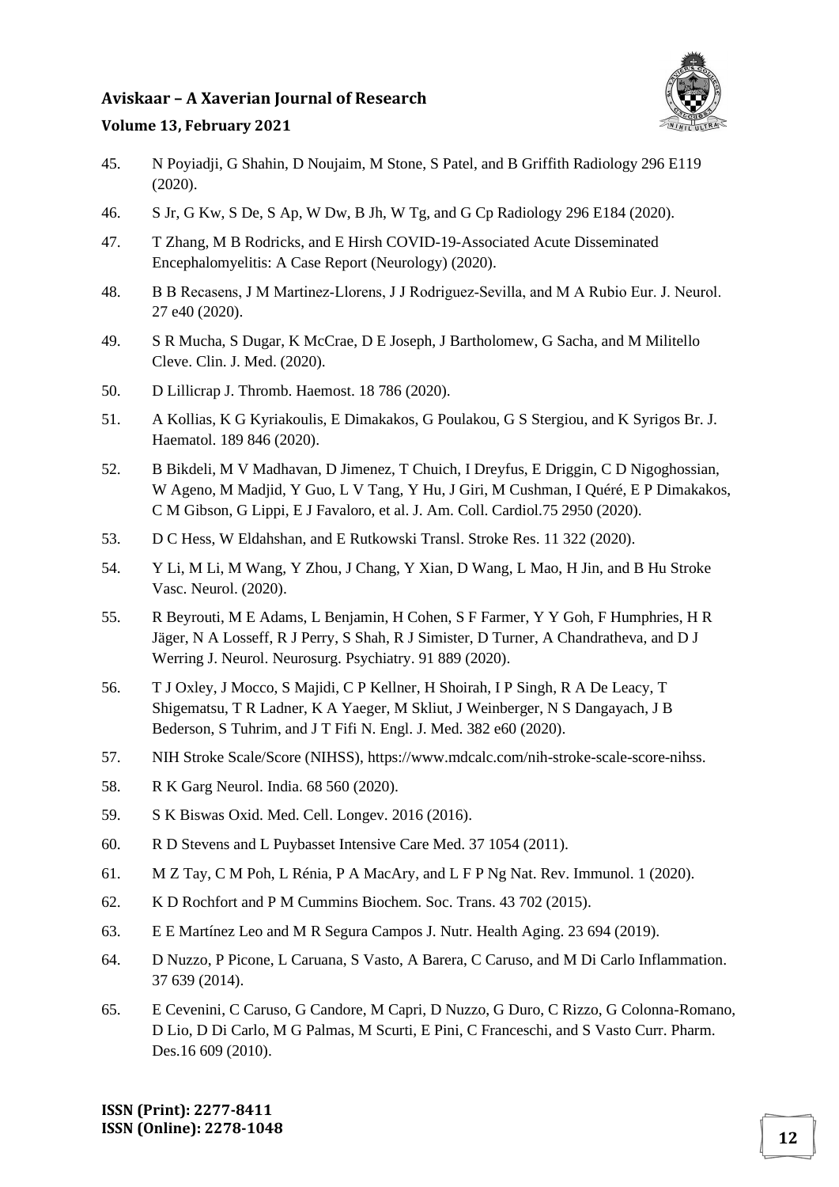45. N Poyiadji, G Shahin, D Noujaim, M Stone, S Patel, and B Griffith Radiology 296 E119 (2020).
46. S Jr, G Kw, S De, S Ap, W Dw, B Jh, W Tg, and G Cp Radiology 296 E184 (2020).
47. T Zhang, M B Rodricks, and E Hirsh COVID-19-Associated Acute Disseminated Encephalomyelitis: A Case Report (Neurology) (2020).
48. B B Recasens, J M Martinez-Llorens, J J Rodriguez-Sevilla, and M A Rubio Eur. J. Neurol. 27 e40 (2020).
49. S R Mucha, S Dugar, K McCrae, D E Joseph, J Bartholomew, G Sacha, and M Militello Cleve. Clin. J. Med. (2020).
50. D Lillicrap J. Thromb. Haemost. 18 786 (2020).
51. A Kollias, K G Kyriakoulis, E Dimakakos, G Poulakou, G S Stergiou, and K Syrigos Br. J. Haematol. 189 846 (2020).
52. B Bikdeli, M V Madhavan, D Jimenez, T Chuich, I Dreyfus, E Driggin, C D Nigoghossian, W Ageno, M Madjid, Y Guo, L V Tang, Y Hu, J Giri, M Cushman, I Quéré, E P Dimakakos, C M Gibson, G Lippi, E J Favaloro, et al. J. Am. Coll. Cardiol.75 2950 (2020).
53. D C Hess, W Eldahshan, and E Rutkowski Transl. Stroke Res. 11 322 (2020).
54. Y Li, M Li, M Wang, Y Zhou, J Chang, Y Xian, D Wang, L Mao, H Jin, and B Hu Stroke Vasc. Neurol. (2020).
55. R Beyrouti, M E Adams, L Benjamin, H Cohen, S F Farmer, Y Y Goh, F Humphries, H R Jäger, N A Losseff, R J Perry, S Shah, R J Simister, D Turner, A Chandratheva, and D J Werring J. Neurol. Neurosurg. Psychiatry. 91 889 (2020).
56. T J Oxley, J Mocco, S Majidi, C P Kellner, H Shoirah, I P Singh, R A De Leacy, T Shigematsu, T R Ladner, K A Yaeger, M Skliut, J Weinberger, N S Dangayach, J B Bederson, S Tuhrim, and J T Fifi N. Engl. J. Med. 382 e60 (2020).
57. NIH Stroke Scale/Score (NIHSS), https://www.mdcalc.com/nih-stroke-scale-score-nihss.
58. R K Garg Neurol. India. 68 560 (2020).
59. S K Biswas Oxid. Med. Cell. Longev. 2016 (2016).
60. R D Stevens and L Puybasset Intensive Care Med. 37 1054 (2011).
61. M Z Tay, C M Poh, L Rénia, P A MacAry, and L F P Ng Nat. Rev. Immunol. 1 (2020).
62. K D Rochfort and P M Cummins Biochem. Soc. Trans. 43 702 (2015).
63. E E Martínez Leo and M R Segura Campos J. Nutr. Health Aging. 23 694 (2019).
64. D Nuzzo, P Picone, L Caruana, S Vasto, A Barera, C Caruso, and M Di Carlo Inflammation. 37 639 (2014).
65. E Cevenini, C Caruso, G Candore, M Capri, D Nuzzo, G Duro, C Rizzo, G Colonna-Romano, D Lio, D Di Carlo, M G Palmas, M Scurti, E Pini, C Franceschi, and S Vasto Curr. Pharm. Des.16 609 (2010).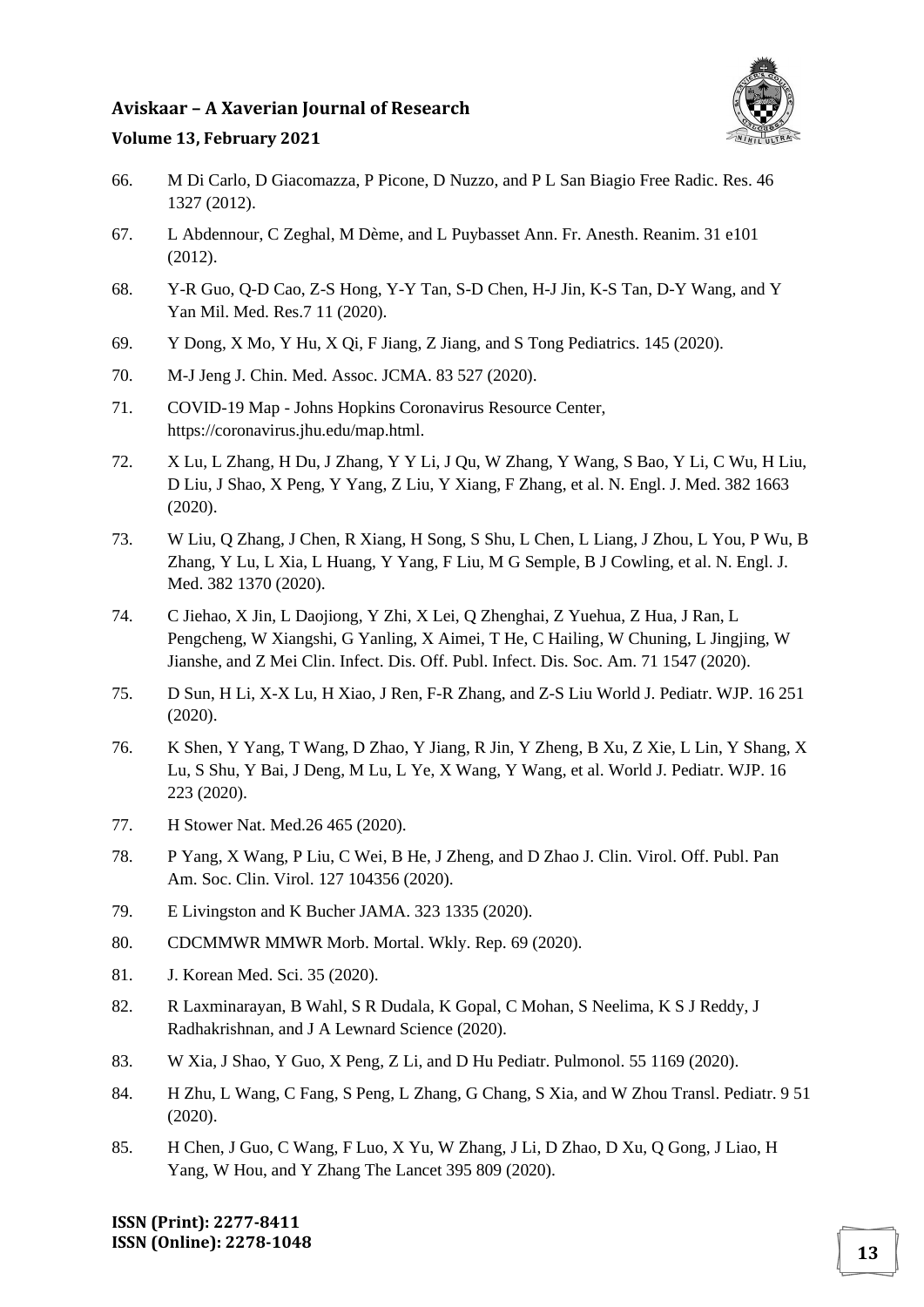66. M Di Carlo, D Giacomazza, P Picone, D Nuzzo, and P L San Biagio Free Radic. Res. 46 1327 (2012).

67. L Abdennour, C Zeghal, M Dème, and L Puybasset Ann. Fr. Anesth. Reanim. 31 e101 (2012).

68. Y-R Guo, Q-D Cao, Z-S Hong, Y-Y Tan, S-D Chen, H-J Jin, K-S Tan, D-Y Wang, and Y Yan Mil. Med. Res.7 11 (2020).

69. Y Dong, X Mo, Y Hu, X Qi, F Jiang, Z Jiang, and S Tong Pediatrics. 145 (2020).

70. M-J Jeng J. Chin. Med. Assoc. JCMA. 83 527 (2020).

71. COVID-19 Map - Johns Hopkins Coronavirus Resource Center, https://coronavirus.jhu.edu/map.html.

72. X Lu, L Zhang, H Du, J Zhang, Y Y Li, J Qu, W Zhang, Y Wang, S Bao, Y Li, C Wu, H Liu, D Liu, J Shao, X Peng, Y Yang, Z Liu, Y Xiang, F Zhang, et al. N. Engl. J. Med. 382 1663 (2020).

73. W Liu, Q Zhang, J Chen, R Xiang, H Song, S Shu, L Chen, L Liang, J Zhou, L You, P Wu, B Zhang, Y Lu, L Xia, L Huang, Y Yang, F Liu, M G Semple, B J Cowling, et al. N. Engl. J. Med. 382 1370 (2020).

74. C Jiehao, X Jin, L Daojiong, Y Zhi, X Lei, Q Zhenghai, Z Yuehua, Z Hua, J Ran, L Pengcheng, W Xiangshi, G Yanling, X Aimei, T He, C Hailing, W Chuning, L Jingjing, W Jianshe, and Z Mei Clin. Infect. Dis. Off. Publ. Infect. Dis. Soc. Am. 71 1547 (2020).

75. D Sun, H Li, X-X Lu, H Xiao, J Ren, F-R Zhang, and Z-S Liu World J. Pediatr. WJP. 16 251 (2020).

76. K Shen, Y Yang, T Wang, D Zhao, Y Jiang, R Jin, Y Zheng, B Xu, Z Xie, L Lin, Y Shang, X Lu, S Shu, Y Bai, J Deng, M Lu, L Ye, X Wang, Y Wang, et al. World J. Pediatr. WJP. 16 223 (2020).

77. H Stower Nat. Med.26 465 (2020).

78. P Yang, X Wang, P Liu, C Wei, B He, J Zheng, and D Zhao J. Clin. Virol. Off. Publ. Pan Am. Soc. Clin. Virol. 127 104356 (2020).

79. E Livingston and K Bucher JAMA. 323 1335 (2020).

80. CDCMMWR MMWR Morb. Mortal. Wkly. Rep. 69 (2020).

81. J. Korean Med. Sci. 35 (2020).

82. R Laxminarayan, B Wahl, S R Dudala, K Gopal, C Mohan, S Neelima, K S J Reddy, J Radhakrishnan, and J A Lewnard Science (2020).

83. W Xia, J Shao, Y Guo, X Peng, Z Li, and D Hu Pediatr. Pulmonol. 55 1169 (2020).

84. H Zhu, L Wang, C Fang, S Peng, L Zhang, G Chang, S Xia, and W Zhou Transl. Pediatr. 9 51 (2020).

85. H Chen, J Guo, C Wang, F Luo, X Yu, W Zhang, J Li, D Zhao, D Xu, Q Gong, J Liao, H Yang, W Hou, and Y Zhang The Lancet 395 809 (2020).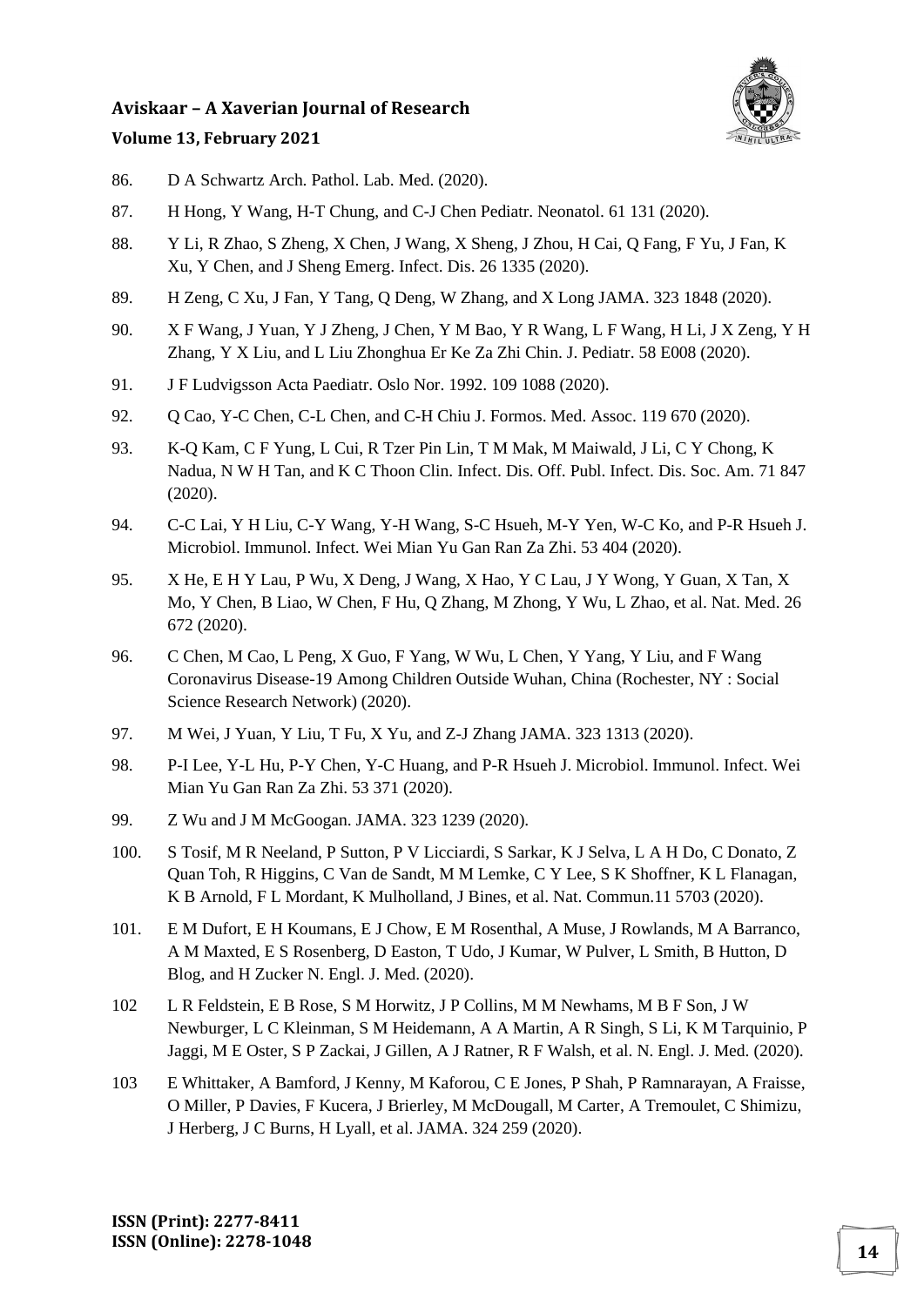86. D A Schwartz Arch. Pathol. Lab. Med. (2020).

87. H Hong, Y Wang, H-T Chung, and C-J Chen Pediatr. Neonatol. 61 131 (2020).

88. Y Li, R Zhao, S Zheng, X Chen, J Wang, X Sheng, J Zhou, H Cai, Q Fang, F Yu, J Fan, K Xu, Y Chen, and J Sheng Emerg. Infect. Dis. 26 1335 (2020).

89. H Zeng, C Xu, J Fan, Y Tang, Q Deng, W Zhang, and X Long JAMA. 323 1848 (2020).

90. X F Wang, J Yuan, Y J Zheng, J Chen, Y M Bao, Y R Wang, L F Wang, H Li, J X Zeng, Y H Zhang, Y X Liu, and L Liu Zhonghua Er Ke Za Zhi Chin. J. Pediatr. 58 E008 (2020).

91. J F Ludvigsson Acta Paediatr. Oslo Nor. 1992. 109 1088 (2020).

92. Q Cao, Y-C Chen, C-L Chen, and C-H Chiu J. Formos. Med. Assoc. 119 670 (2020).

93. K-Q Kam, C F Yung, L Cui, R Tzer Pin Lin, T M Mak, M Maiwald, J Li, C Y Chong, K Nadua, N W H Tan, and K C Thoon Clin. Infect. Dis. Off. Publ. Infect. Dis. Soc. Am. 71 847 (2020).

94. C-C Lai, Y H Liu, C-Y Wang, Y-H Wang, S-C Hsueh, M-Y Yen, W-C Ko, and P-R Hsueh J. Microbiol. Immunol. Infect. Wei Mian Yu Gan Ran Za Zhi. 53 404 (2020).

95. X He, E H Y Lau, P Wu, X Deng, J Wang, X Hao, Y C Lau, J Y Wong, Y Guan, X Tan, X Mo, Y Chen, B Liao, W Chen, F Hu, Q Zhang, M Zhong, Y Wu, L Zhao, et al. Nat. Med. 26 672 (2020).

96. C Chen, M Cao, L Peng, X Guo, F Yang, W Wu, L Chen, Y Yang, Y Liu, and F Wang Coronavirus Disease-19 Among Children Outside Wuhan, China (Rochester, NY : Social Science Research Network) (2020).

97. M Wei, J Yuan, Y Liu, T Fu, X Yu, and Z-J Zhang JAMA. 323 1313 (2020).

98. P-I Lee, Y-L Hu, P-Y Chen, Y-C Huang, and P-R Hsueh J. Microbiol. Immunol. Infect. Wei Mian Yu Gan Ran Za Zhi. 53 371 (2020).

99. Z Wu and J M McGoogan. JAMA. 323 1239 (2020).

100. S Tosif, M R Neeland, P Sutton, P V Licciardi, S Sarkar, K J Selva, L A H Do, C Donato, Z Quan Toh, R Higgins, C Van de Sandt, M M Lemke, C Y Lee, S K Shoffner, K L Flanagan, K B Arnold, F L Mordant, K Mulholland, J Bines, et al. Nat. Commun.11 5703 (2020).

101. E M Dufort, E H Koumans, E J Chow, E M Rosenthal, A Muse, J Rowlands, M A Barranco, A M Maxted, E S Rosenberg, D Easton, T Udo, J Kumar, W Pulver, L Smith, B Hutton, D Blog, and H Zucker N. Engl. J. Med. (2020).

102 L R Feldstein, E B Rose, S M Horwitz, J P Collins, M M Newhams, M B F Son, J W Newburger, L C Kleinman, S M Heidemann, A A Martin, A R Singh, S Li, K M Tarquinio, P Jaggi, M E Oster, S P Zackai, J Gillen, A J Ratner, R F Walsh, et al. N. Engl. J. Med. (2020).

103 E Whittaker, A Bamford, J Kenny, M Kaforou, C E Jones, P Shah, P Ramnarayan, A Fraisse, O Miller, P Davies, F Kucera, J Brierley, M McDougall, M Carter, A Tremoulet, C Shimizu, J Herberg, J C Burns, H Lyall, et al. JAMA. 324 259 (2020).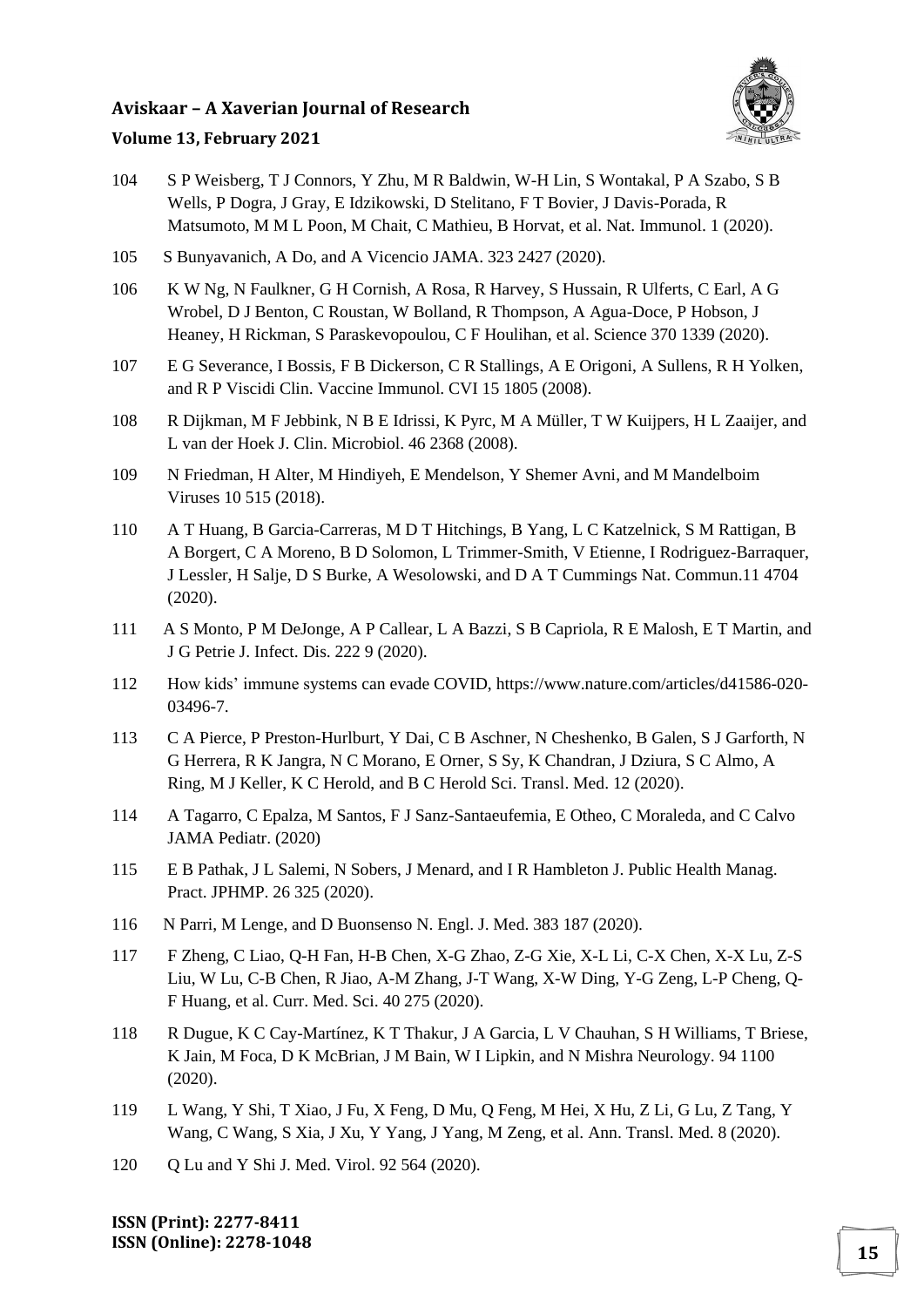104 S P Weisberg, T J Connors, Y Zhu, M R Baldwin, W-H Lin, S Wontakal, P A Szabo, S B Wells, P Dogra, J Gray, E Idzikowski, D Stelitano, F T Bovier, J Davis-Porada, R Matsumoto, M M L Poon, M Chait, C Mathieu, B Horvat, et al. Nat. Immunol. 1 (2020).

105 S Bunyavanich, A Do, and A Vicencio JAMA. 323 2427 (2020).

106 K W Ng, N Faulkner, G H Cornish, A Rosa, R Harvey, S Hussain, R Ulferts, C Earl, A G Wrobel, D J Benton, C Roustan, W Bolland, R Thompson, A Agua-Doce, P Hobson, J Heaney, H Rickman, S Paraskevopoulou, C F Houlihan, et al. Science 370 1339 (2020).

107 E G Severance, I Bossis, F B Dickerson, C R Stallings, A E Origoni, A Sullens, R H Yolken, and R P Viscidi Clin. Vaccine Immunol. CVI 15 1805 (2008).

108 R Dijkman, M F Jebbink, N B E Idrissi, K Pyrc, M A Müller, T W Kuijpers, H L Zaaijer, and L van der Hoek J. Clin. Microbiol. 46 2368 (2008).

109 N Friedman, H Alter, M Hindiyeh, E Mendelson, Y Shemer Avni, and M Mandelboim Viruses 10 515 (2018).

110 A T Huang, B Garcia-Carreras, M D T Hitchings, B Yang, L C Katzelnick, S M Rattigan, B A Borgert, C A Moreno, B D Solomon, L Trimmer-Smith, V Etienne, I Rodriguez-Barraquer, J Lessler, H Salje, D S Burke, A Wesolowski, and D A T Cummings Nat. Commun.11 4704 (2020).

111 A S Monto, P M DeJonge, A P Callear, L A Bazzi, S B Capriola, R E Malosh, E T Martin, and J G Petrie J. Infect. Dis. 222 9 (2020).

112 How kids' immune systems can evade COVID, https://www.nature.com/articles/d41586-020-03496-7.

113 C A Pierce, P Preston-Hurlburt, Y Dai, C B Aschner, N Cheshenko, B Galen, S J Garforth, N G Herrera, R K Jangra, N C Morano, E Orner, S Sy, K Chandran, J Dziura, S C Almo, A Ring, M J Keller, K C Herold, and B C Herold Sci. Transl. Med. 12 (2020).

114 A Tagarro, C Epalza, M Santos, F J Sanz-Santaeufemia, E Otheo, C Moraleda, and C Calvo JAMA Pediatr. (2020)

115 E B Pathak, J L Salemi, N Sobers, J Menard, and I R Hambleton J. Public Health Manag. Pract. JPHMP. 26 325 (2020).

116 N Parri, M Lenge, and D Buonsenso N. Engl. J. Med. 383 187 (2020).

117 F Zheng, C Liao, Q-H Fan, H-B Chen, X-G Zhao, Z-G Xie, X-L Li, C-X Chen, X-X Lu, Z-S Liu, W Lu, C-B Chen, R Jiao, A-M Zhang, J-T Wang, X-W Ding, Y-G Zeng, L-P Cheng, Q-F Huang, et al. Curr. Med. Sci. 40 275 (2020).

118 R Dugue, K C Cay-Martínez, K T Thakur, J A Garcia, L V Chauhan, S H Williams, T Briese, K Jain, M Foca, D K McBrian, J M Bain, W I Lipkin, and N Mishra Neurology. 94 1100 (2020).

119 L Wang, Y Shi, T Xiao, J Fu, X Feng, D Mu, Q Feng, M Hei, X Hu, Z Li, G Lu, Z Tang, Y Wang, C Wang, S Xia, J Xu, Y Yang, J Yang, M Zeng, et al. Ann. Transl. Med. 8 (2020).

120 Q Lu and Y Shi J. Med. Virol. 92 564 (2020).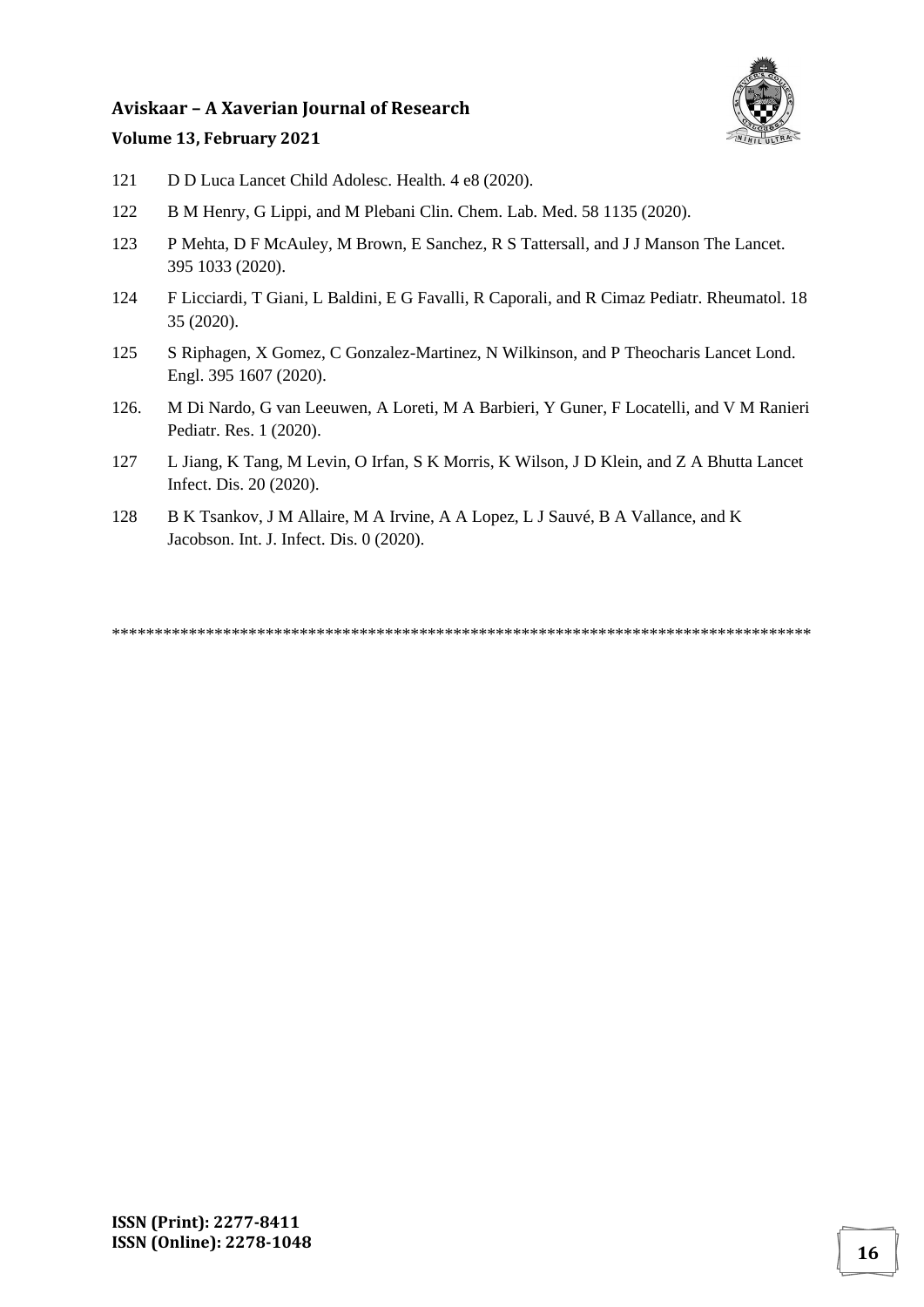121 D D Luca Lancet Child Adolesc. Health. 4 e8 (2020).

122 B M Henry, G Lippi, and M Plebani Clin. Chem. Lab. Med. 58 1135 (2020).

123 P Mehta, D F McAuley, M Brown, E Sanchez, R S Tattersall, and J J Manson The Lancet. 395 1033 (2020).

124 F Licciardi, T Giani, L Baldini, E G Favalli, R Caporali, and R Cimaz Pediatr. Rheumatol. 18 35 (2020).

125 S Riphagen, X Gomez, C Gonzalez-Martinez, N Wilkinson, and P Theocharis Lancet Lond. Engl. 395 1607 (2020).

126. M Di Nardo, G van Leeuwen, A Loreti, M A Barbieri, Y Guner, F Locatelli, and V M Ranieri Pediatr. Res. 1 (2020).

127 L Jiang, K Tang, M Levin, O Irfan, S K Morris, K Wilson, J D Klein, and Z A Bhutta Lancet Infect. Dis. 20 (2020).

128 B K Tsankov, J M Allaire, M A Irvine, A A Lopez, L J Sauvé, B A Vallance, and K Jacobson. Int. J. Infect. Dis. 0 (2020).

***********************************************************************************